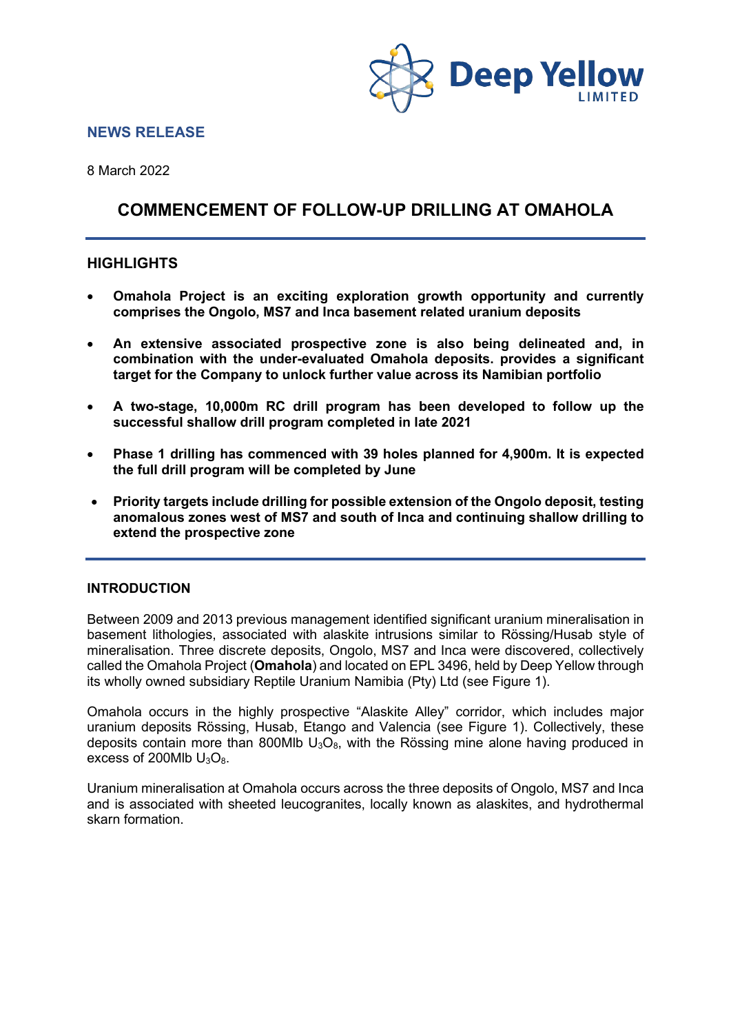Deep Yellow LIMITED

**NEWS RELEASE**

8 March 2022

# COMMENCEMENT OF FOLLOW-UP DRILLING AT OMAHOLA

## HIGHLIGHTS

- **Omahola Project is an exciting exploration growth opportunity and currently comprises the Ongolo, MS7 and Inca basement related uranium deposits**
- **An extensive associated prospective zone is also being delineated and, in combination with the under-evaluated Omahola deposits. provides a significant target for the Company to unlock further value across its Namibian portfolio**
- **A two-stage, 10,000m RC drill program has been developed to follow up the successful shallow drill program completed in late 2021**
- **Phase 1 drilling has commenced with 39 holes planned for 4,900m. It is expected the full drill program will be completed by June**
- **Priority targets include drilling for possible extension of the Ongolo deposit, testing anomalous zones west of MS7 and south of Inca and continuing shallow drilling to extend the prospective zone**

## INTRODUCTION

Between 2009 and 2013 previous management identified significant uranium mineralisation in basement lithologies, associated with alaskite intrusions similar to Rössing/Husab style of mineralisation. Three discrete deposits, Ongolo, MS7 and Inca were discovered, collectively called the Omahola Project (**Omahola**) and located on EPL 3496, held by Deep Yellow through its wholly owned subsidiary Reptile Uranium Namibia (Pty) Ltd (see Figure 1).

Omahola occurs in the highly prospective "Alaskite Alley" corridor, which includes major uranium deposits Rössing, Husab, Etango and Valencia (see Figure 1). Collectively, these deposits contain more than 800Mlb $U_3O_8$, with the Rössing mine alone having produced in excess of 200Mlb $U_3O_8$.

Uranium mineralisation at Omahola occurs across the three deposits of Ongolo, MS7 and Inca and is associated with sheeted leucogranites, locally known as alaskites, and hydrothermal skarn formation.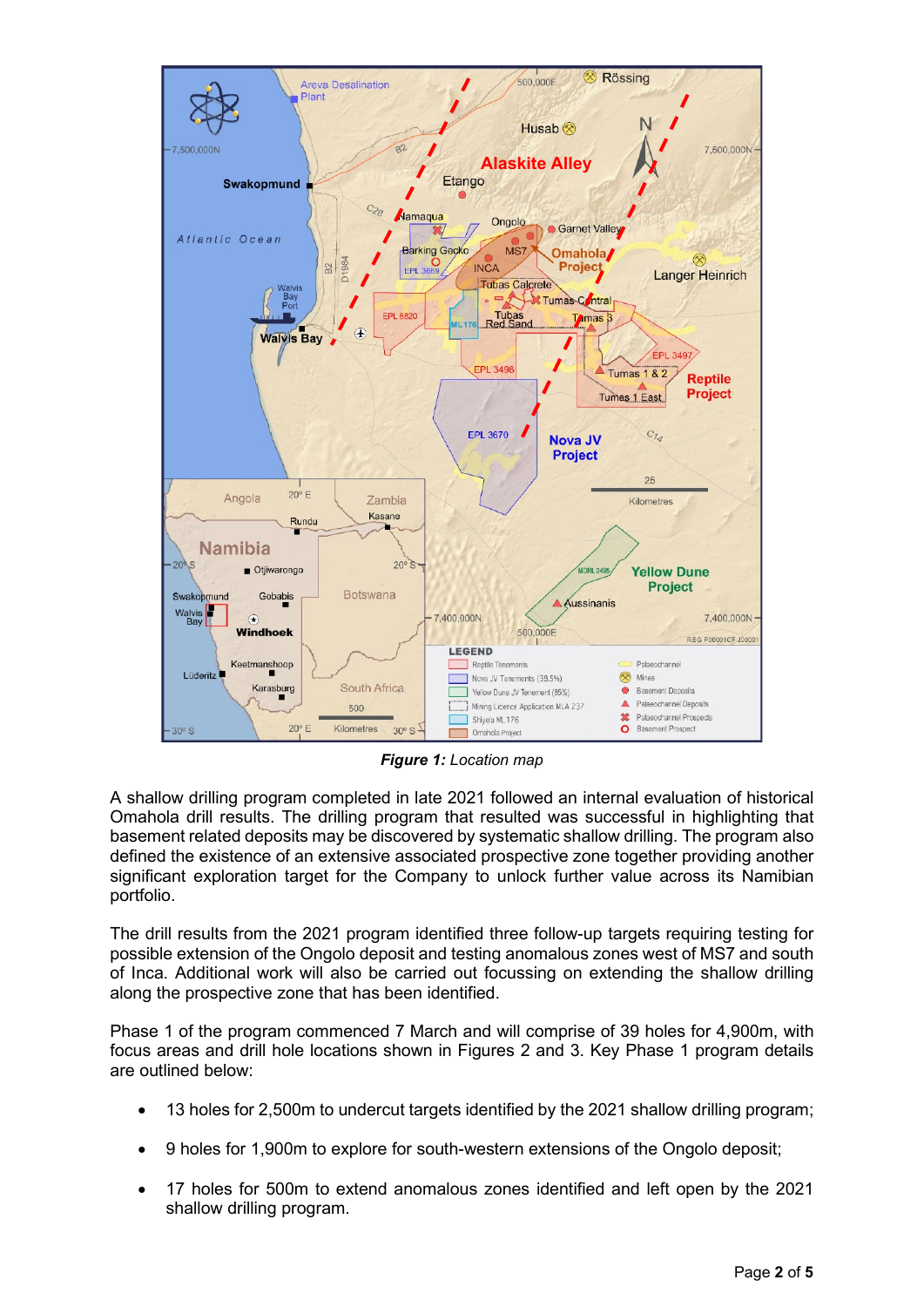***Figure 1:*** *Location map*

A shallow drilling program completed in late 2021 followed an internal evaluation of historical Omahola drill results. The drilling program that resulted was successful in highlighting that basement related deposits may be discovered by systematic shallow drilling. The program also defined the existence of an extensive associated prospective zone together providing another significant exploration target for the Company to unlock further value across its Namibian portfolio.

The drill results from the 2021 program identified three follow-up targets requiring testing for possible extension of the Ongolo deposit and testing anomalous zones west of MS7 and south of Inca. Additional work will also be carried out focussing on extending the shallow drilling along the prospective zone that has been identified.

Phase 1 of the program commenced 7 March and will comprise of 39 holes for 4,900m, with focus areas and drill hole locations shown in Figures 2 and 3. Key Phase 1 program details are outlined below:

- 13 holes for 2,500m to undercut targets identified by the 2021 shallow drilling program;
- 9 holes for 1,900m to explore for south-western extensions of the Ongolo deposit;
- 17 holes for 500m to extend anomalous zones identified and left open by the 2021 shallow drilling program.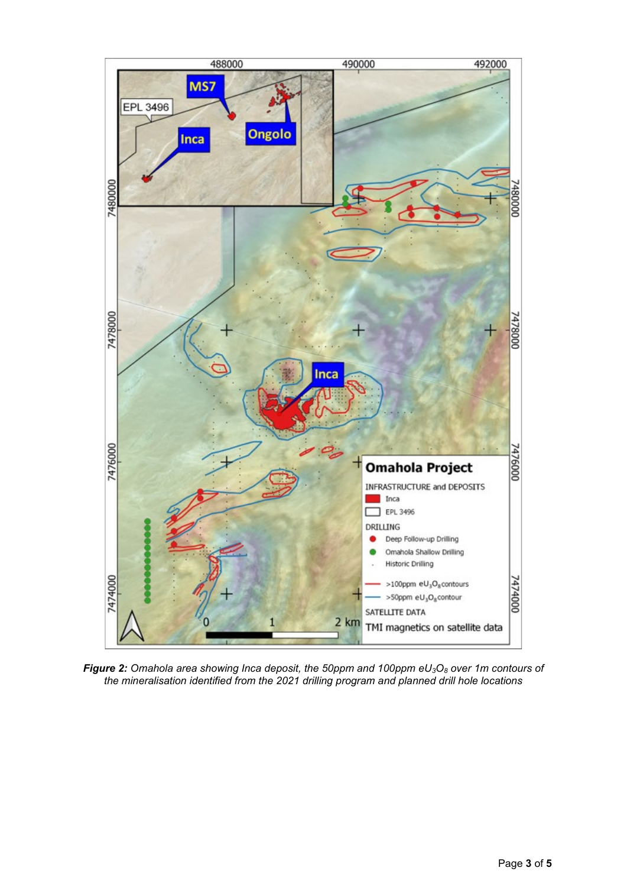***Figure 2:*** *Omahola area showing Inca deposit, the 50ppm and 100ppm $eU_3O_8$ over 1m contours of the mineralisation identified from the 2021 drilling program and planned drill hole locations*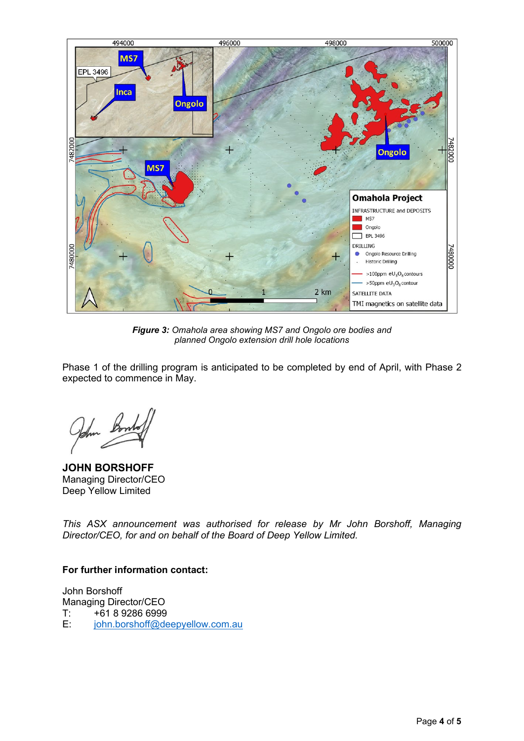***Figure 3:** Omahola area showing MS7 and Ongolo ore bodies and planned Ongolo extension drill hole locations*

Phase 1 of the drilling program is anticipated to be completed by end of April, with Phase 2 expected to commence in May.

**JOHN BORSHOFF**
Managing Director/CEO
Deep Yellow Limited

*This ASX announcement was authorised for release by Mr John Borshoff, Managing Director/CEO, for and on behalf of the Board of Deep Yellow Limited.*

**For further information contact:**

John Borshoff
Managing Director/CEO
T: +61 8 9286 6999
E: john.borshoff@deepyellow.com.au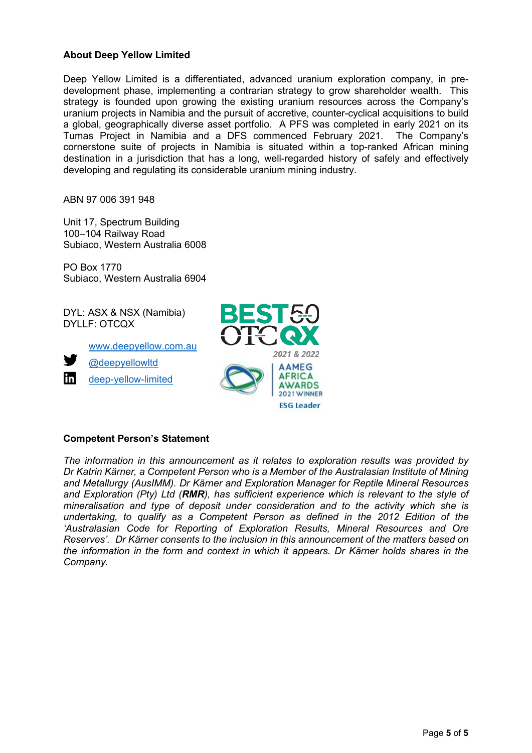## About Deep Yellow Limited

Deep Yellow Limited is a differentiated, advanced uranium exploration company, in pre-development phase, implementing a contrarian strategy to grow shareholder wealth. This strategy is founded upon growing the existing uranium resources across the Company's uranium projects in Namibia and the pursuit of accretive, counter-cyclical acquisitions to build a global, geographically diverse asset portfolio. A PFS was completed in early 2021 on its Tumas Project in Namibia and a DFS commenced February 2021. The Company's cornerstone suite of projects in Namibia is situated within a top-ranked African mining destination in a jurisdiction that has a long, well-regarded history of safely and effectively developing and regulating its considerable uranium mining industry.

ABN 97 006 391 948

Unit 17, Spectrum Building
100–104 Railway Road
Subiaco, Western Australia 6008

PO Box 1770
Subiaco, Western Australia 6904

DYL: ASX & NSX (Namibia)
DYLLF: OTCQX

www.deepyellow.com.au
@deepyellowltd
deep-yellow-limited

BEST 50 OTCQX 2021 & 2022

AAMEG AFRICA AWARDS 2021 WINNER
ESG Leader

## Competent Person's Statement

*The information in this announcement as it relates to exploration results was provided by Dr Katrin Kärner, a Competent Person who is a Member of the Australasian Institute of Mining and Metallurgy (AusIMM). Dr Kärner and Exploration Manager for Reptile Mineral Resources and Exploration (Pty) Ltd (**RMR**), has sufficient experience which is relevant to the style of mineralisation and type of deposit under consideration and to the activity which she is undertaking, to qualify as a Competent Person as defined in the 2012 Edition of the 'Australasian Code for Reporting of Exploration Results, Mineral Resources and Ore Reserves'. Dr Kärner consents to the inclusion in this announcement of the matters based on the information in the form and context in which it appears. Dr Kärner holds shares in the Company.*